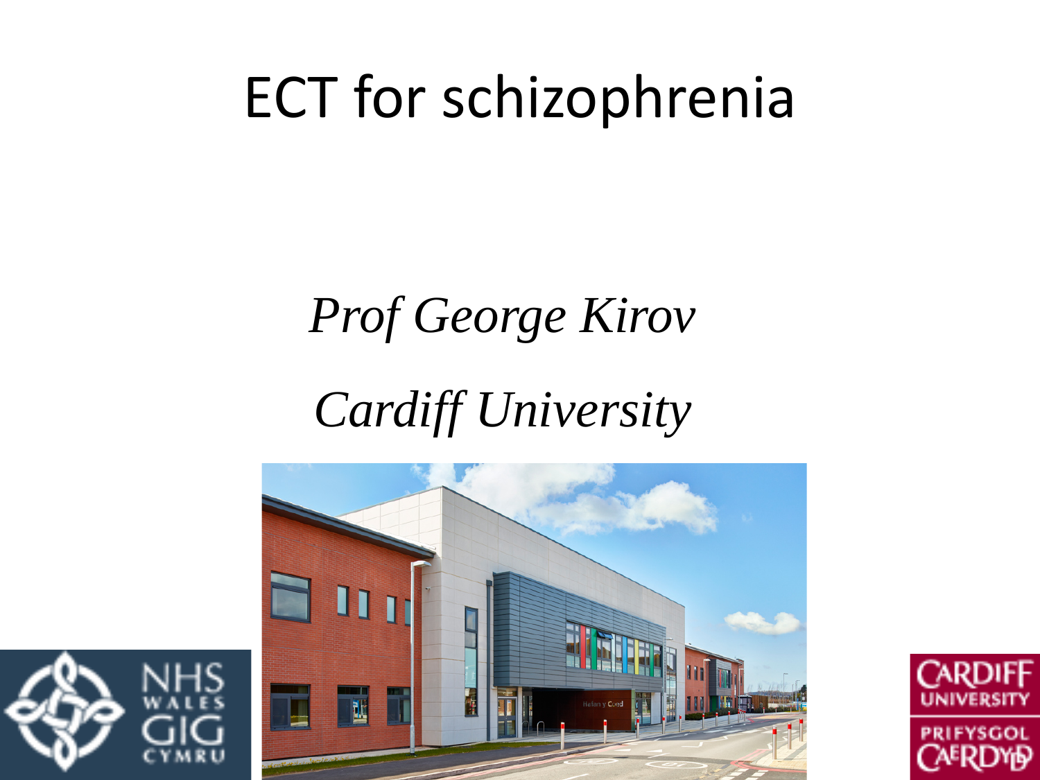# ECT for schizophrenia

*Prof George Kirov*

*Cardiff University*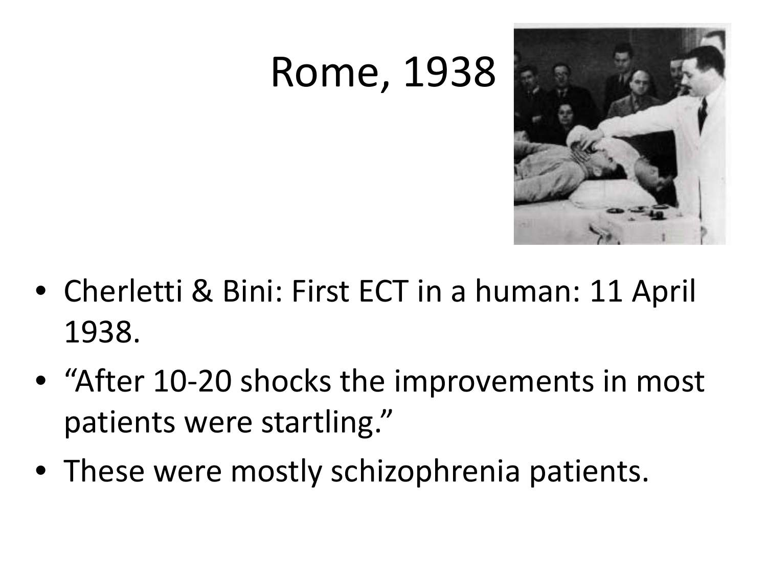# Rome, 1938

- Cherletti & Bini: First ECT in a human: 11 April 1938.
- "After 10-20 shocks the improvements in most patients were startling."
- These were mostly schizophrenia patients.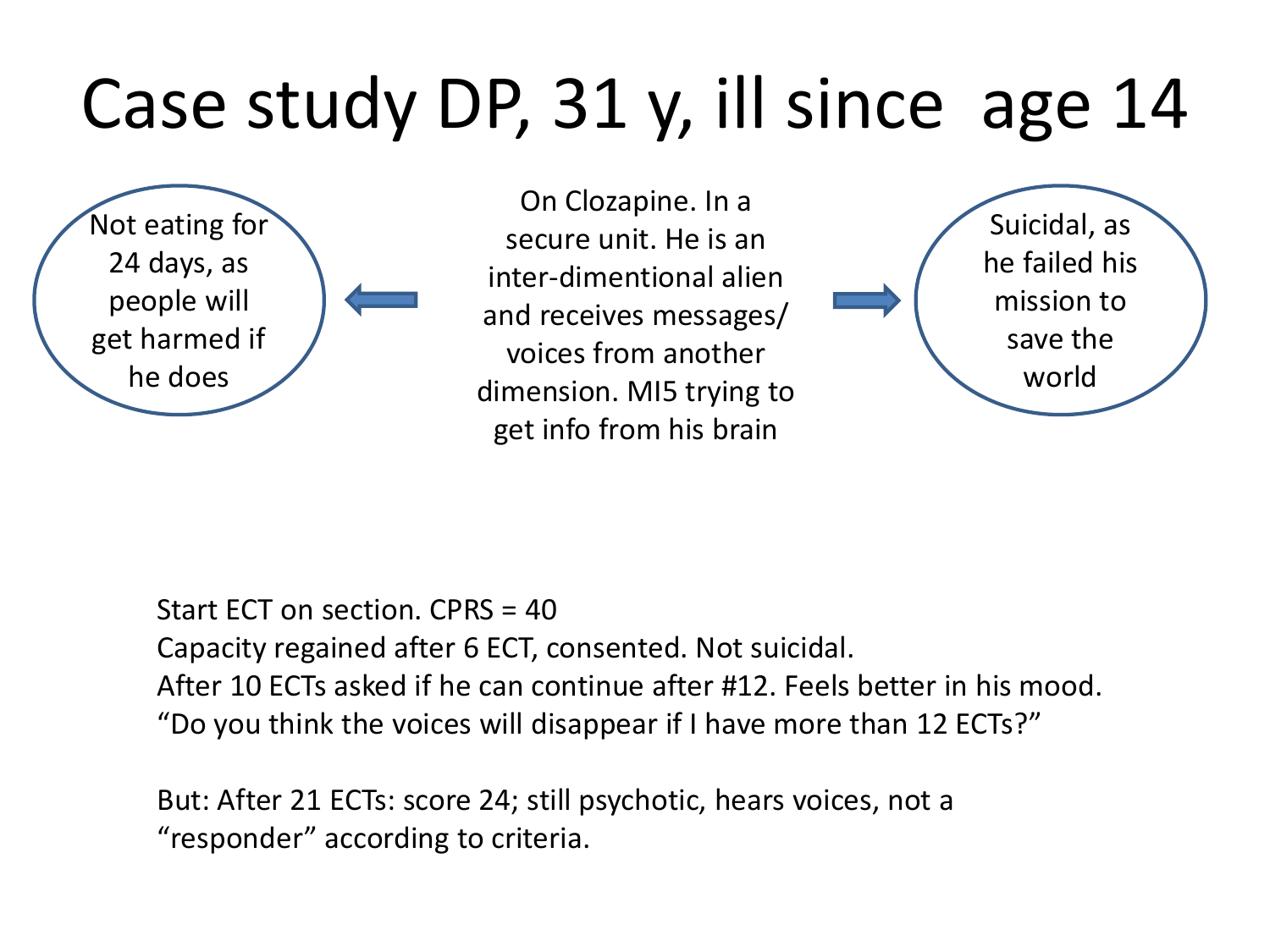# Case study DP, 31 y, ill since age 14

Not eating for 24 days, as people will get harmed if he does

On Clozapine. In a secure unit. He is an inter-dimentional alien and receives messages/ voices from another dimension. MI5 trying to get info from his brain

Suicidal, as he failed his mission to save the world

Start ECT on section. CPRS = 40
Capacity regained after 6 ECT, consented. Not suicidal.
After 10 ECTs asked if he can continue after #12. Feels better in his mood.
"Do you think the voices will disappear if I have more than 12 ECTs?"

But: After 21 ECTs: score 24; still psychotic, hears voices, not a "responder" according to criteria.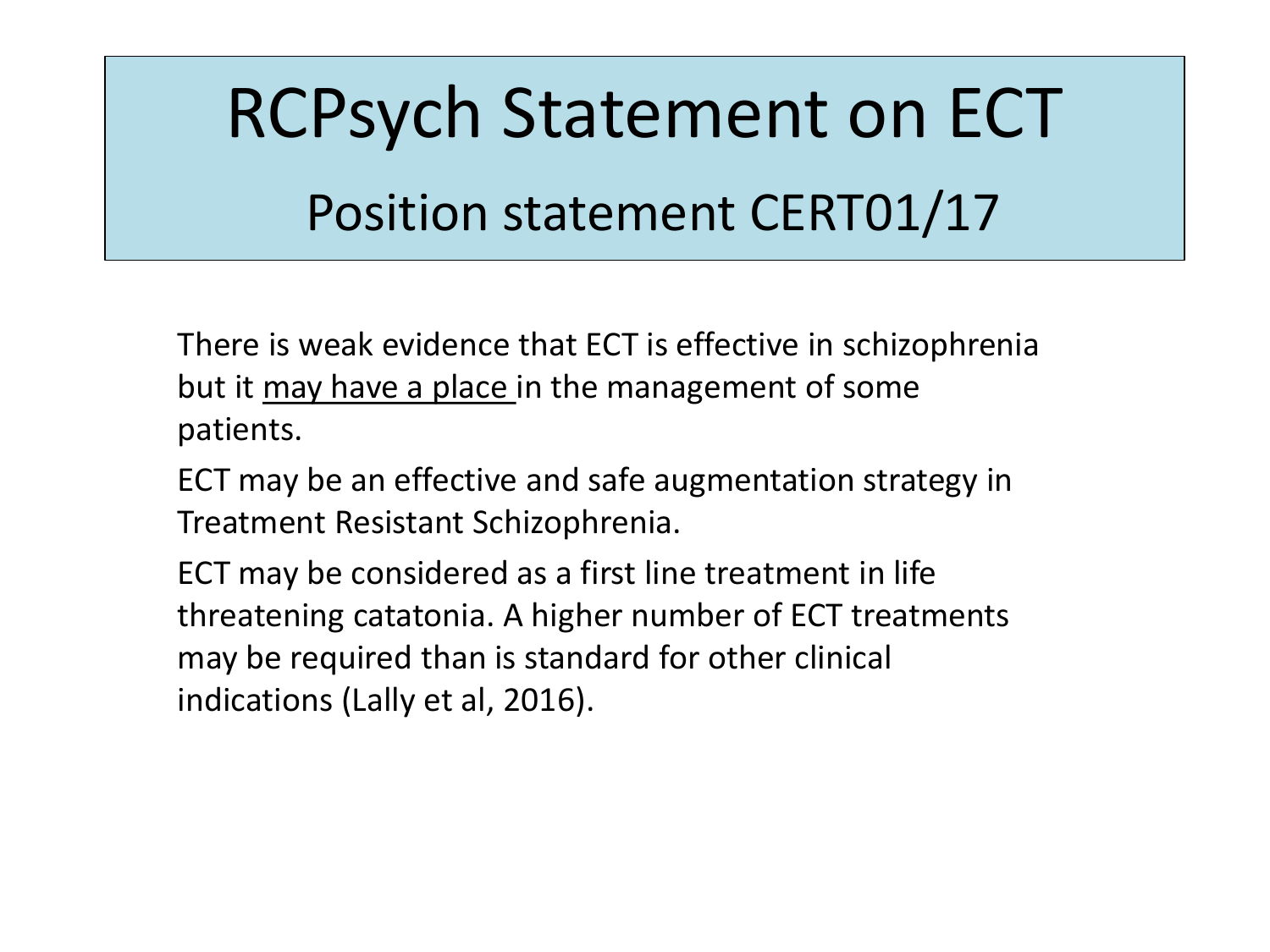# RCPsych Statement on ECT

## Position statement CERT01/17

There is weak evidence that ECT is effective in schizophrenia but it <u>may have a place</u> in the management of some patients.

ECT may be an effective and safe augmentation strategy in Treatment Resistant Schizophrenia.

ECT may be considered as a first line treatment in life threatening catatonia. A higher number of ECT treatments may be required than is standard for other clinical indications (Lally et al, 2016).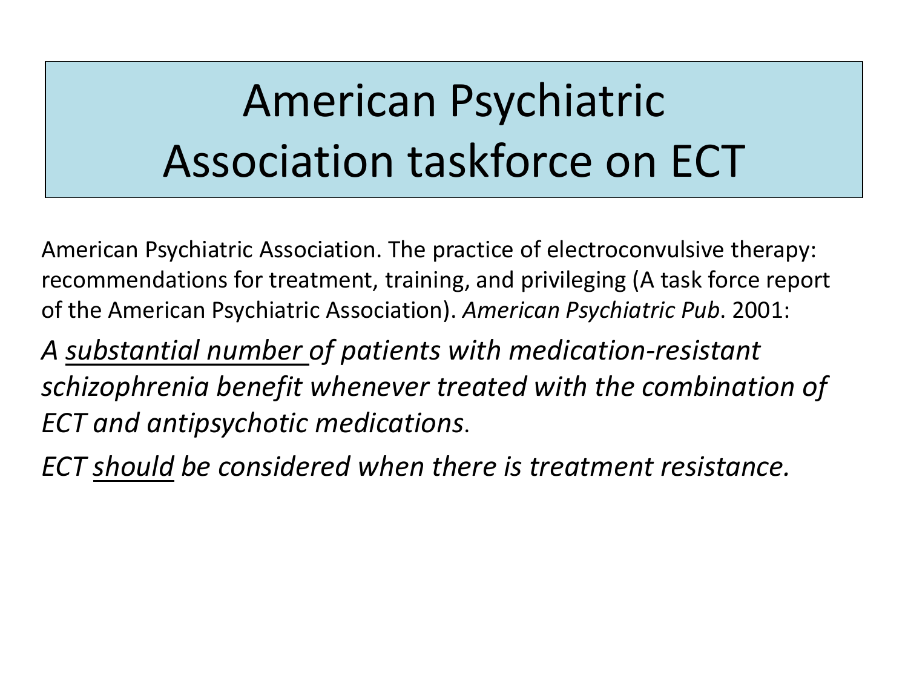# American Psychiatric Association taskforce on ECT

American Psychiatric Association. The practice of electroconvulsive therapy: recommendations for treatment, training, and privileging (A task force report of the American Psychiatric Association). *American Psychiatric Pub*. 2001:

*A <u>substantial number</u> of patients with medication-resistant schizophrenia benefit whenever treated with the combination of ECT and antipsychotic medications*.

*ECT <u>should</u> be considered when there is treatment resistance.*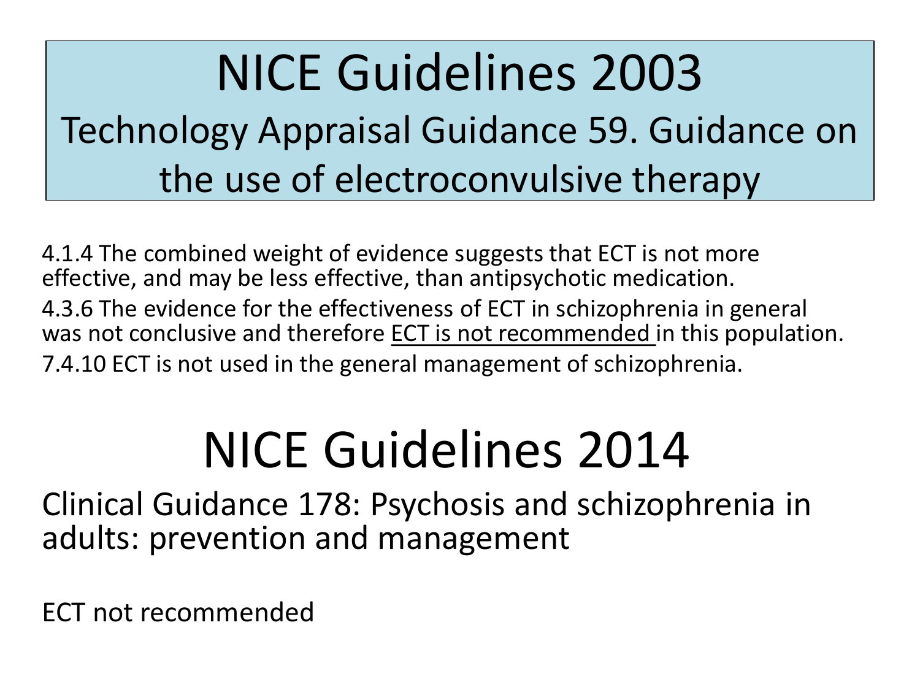# NICE Guidelines 2003

## Technology Appraisal Guidance 59. Guidance on the use of electroconvulsive therapy

4.1.4 The combined weight of evidence suggests that ECT is not more effective, and may be less effective, than antipsychotic medication.

4.3.6 The evidence for the effectiveness of ECT in schizophrenia in general was not conclusive and therefore <u>ECT is not recommended</u> in this population.

7.4.10 ECT is not used in the general management of schizophrenia.

# NICE Guidelines 2014

## Clinical Guidance 178: Psychosis and schizophrenia in adults: prevention and management

ECT not recommended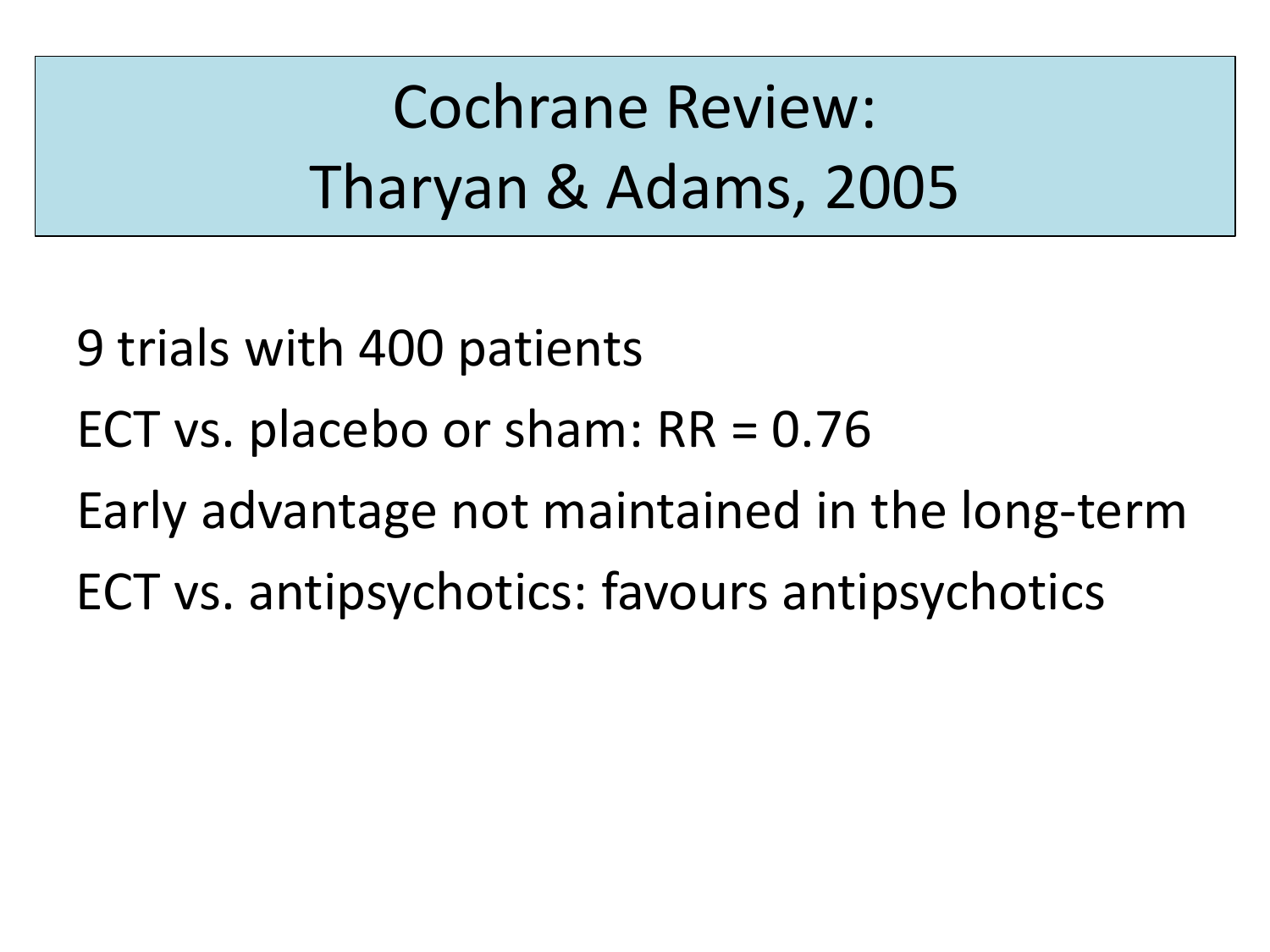# Cochrane Review: Tharyan & Adams, 2005

9 trials with 400 patients

ECT vs. placebo or sham: RR = 0.76

Early advantage not maintained in the long-term

ECT vs. antipsychotics: favours antipsychotics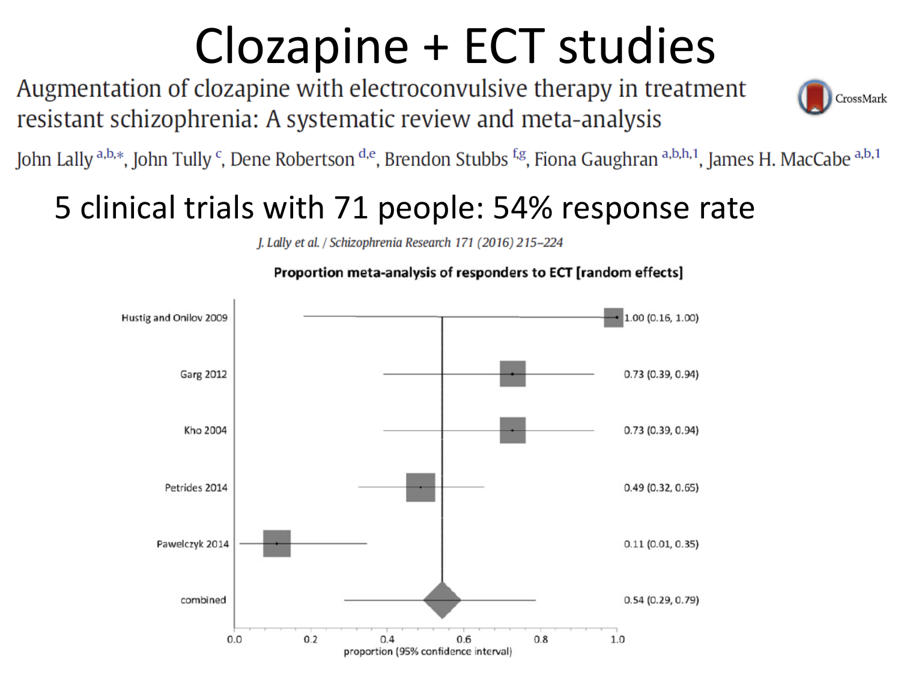# Clozapine + ECT studies

Augmentation of clozapine with electroconvulsive therapy in treatment resistant schizophrenia: A systematic review and meta-analysis

John Lally[a,b,*], John Tully[c], Dene Robertson[d,e], Brendon Stubbs[f,g], Fiona Gaughran[a,b,h,1], James H. MacCabe[a,b,1]

## 5 clinical trials with 71 people: 54% response rate

*J. Lally et al. / Schizophrenia Research 171 (2016) 215–224*

**Proportion meta-analysis of responders to ECT [random effects]**

| Study | proportion (95% confidence interval) |
|---|---|
| Hustig and Onilov 2009 | 1.00 (0.16, 1.00) |
| Garg 2012 | 0.73 (0.39, 0.94) |
| Kho 2004 | 0.73 (0.39, 0.94) |
| Petrides 2014 | 0.49 (0.32, 0.65) |
| Pawelczyk 2014 | 0.11 (0.01, 0.35) |
| combined | 0.54 (0.29, 0.79) |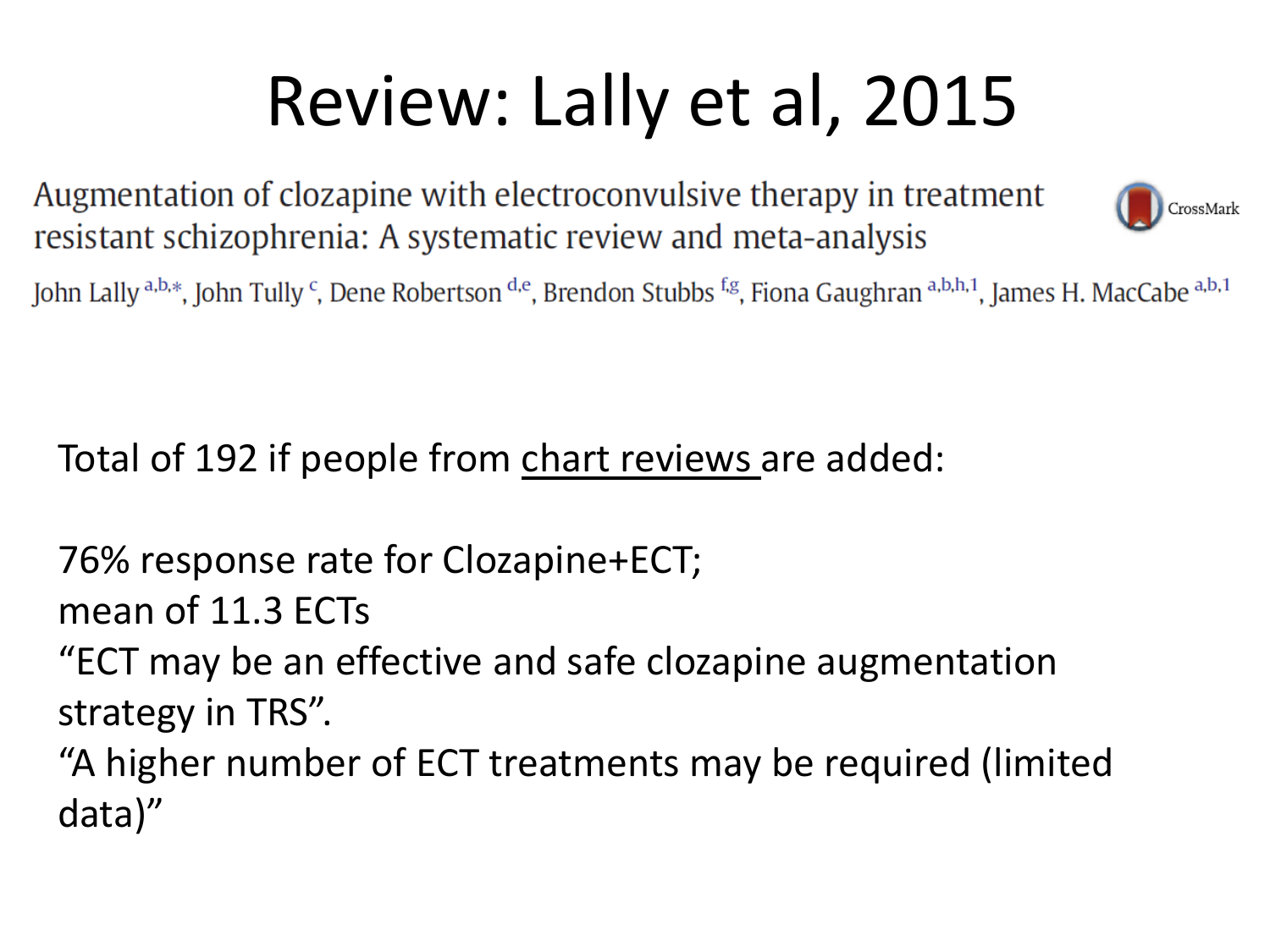# Review: Lally et al, 2015

Augmentation of clozapine with electroconvulsive therapy in treatment resistant schizophrenia: A systematic review and meta-analysis

John Lally [a,b,*], John Tully [c], Dene Robertson [d,e], Brendon Stubbs [f,g], Fiona Gaughran [a,b,h,1], James H. MacCabe [a,b,1]

Total of 192 if people from chart reviews are added:

76% response rate for Clozapine+ECT;
mean of 11.3 ECTs
"ECT may be an effective and safe clozapine augmentation strategy in TRS".
"A higher number of ECT treatments may be required (limited data)"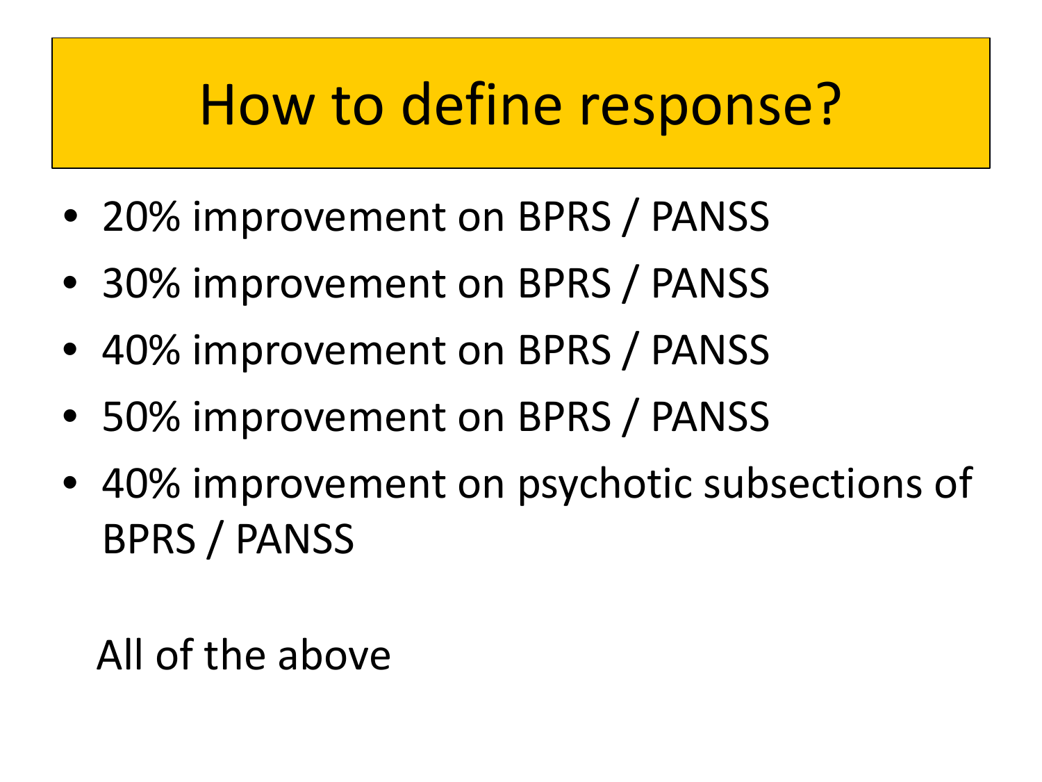# How to define response?

- 20% improvement on BPRS / PANSS
- 30% improvement on BPRS / PANSS
- 40% improvement on BPRS / PANSS
- 50% improvement on BPRS / PANSS
- 40% improvement on psychotic subsections of BPRS / PANSS

All of the above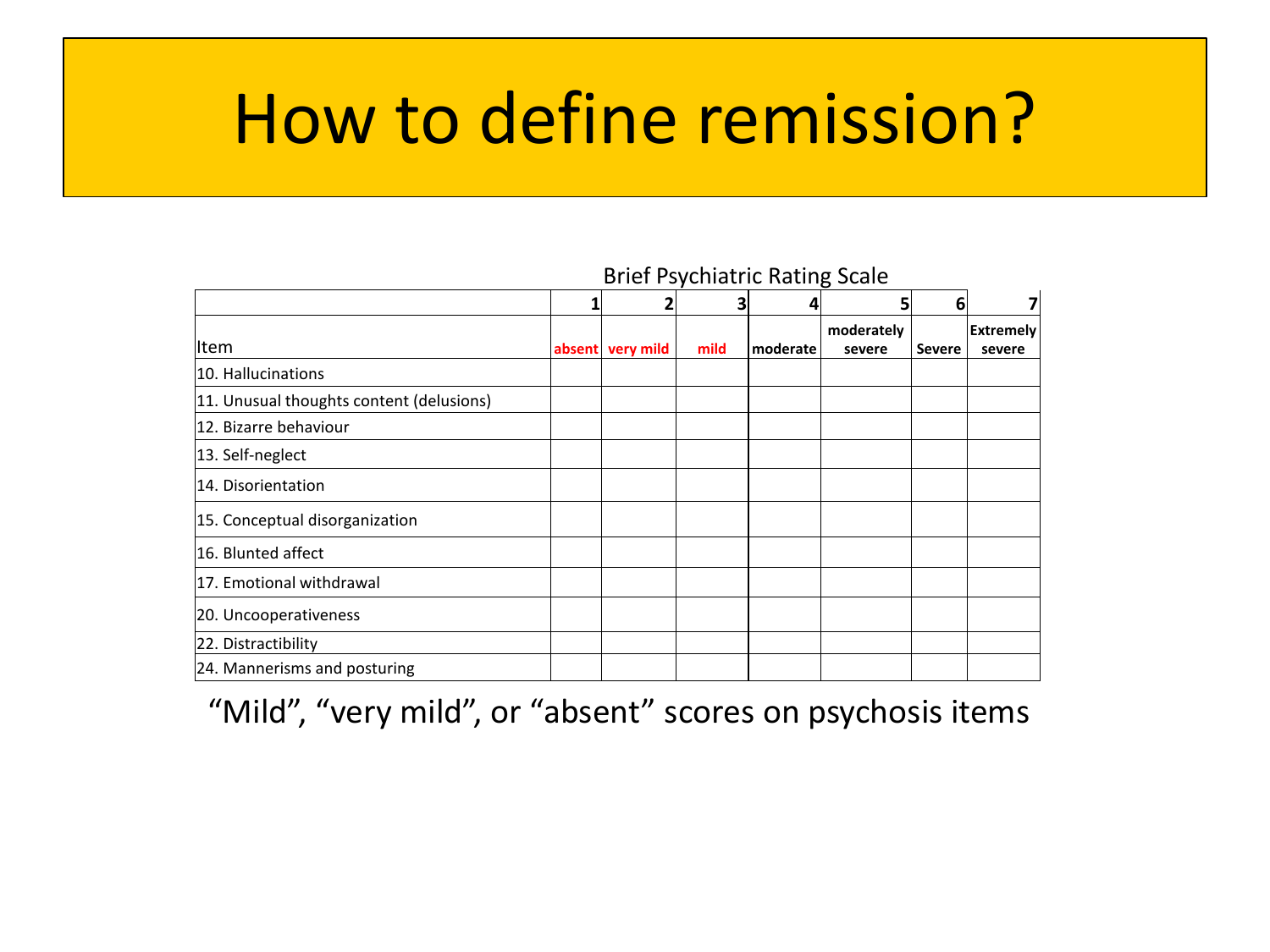# How to define remission?

Brief Psychiatric Rating Scale

| | 1 | 2 | 3 | 4 | 5 | 6 | 7 |
|---|---|---|---|---|---|---|---|
| Item | absent | very mild | mild | moderate | moderately severe | Severe | Extremely severe |
| 10. Hallucinations | | | | | | | |
| 11. Unusual thoughts content (delusions) | | | | | | | |
| 12. Bizarre behaviour | | | | | | | |
| 13. Self-neglect | | | | | | | |
| 14. Disorientation | | | | | | | |
| 15. Conceptual disorganization | | | | | | | |
| 16. Blunted affect | | | | | | | |
| 17. Emotional withdrawal | | | | | | | |
| 20. Uncooperativeness | | | | | | | |
| 22. Distractibility | | | | | | | |
| 24. Mannerisms and posturing | | | | | | | |

"Mild", "very mild", or "absent" scores on psychosis items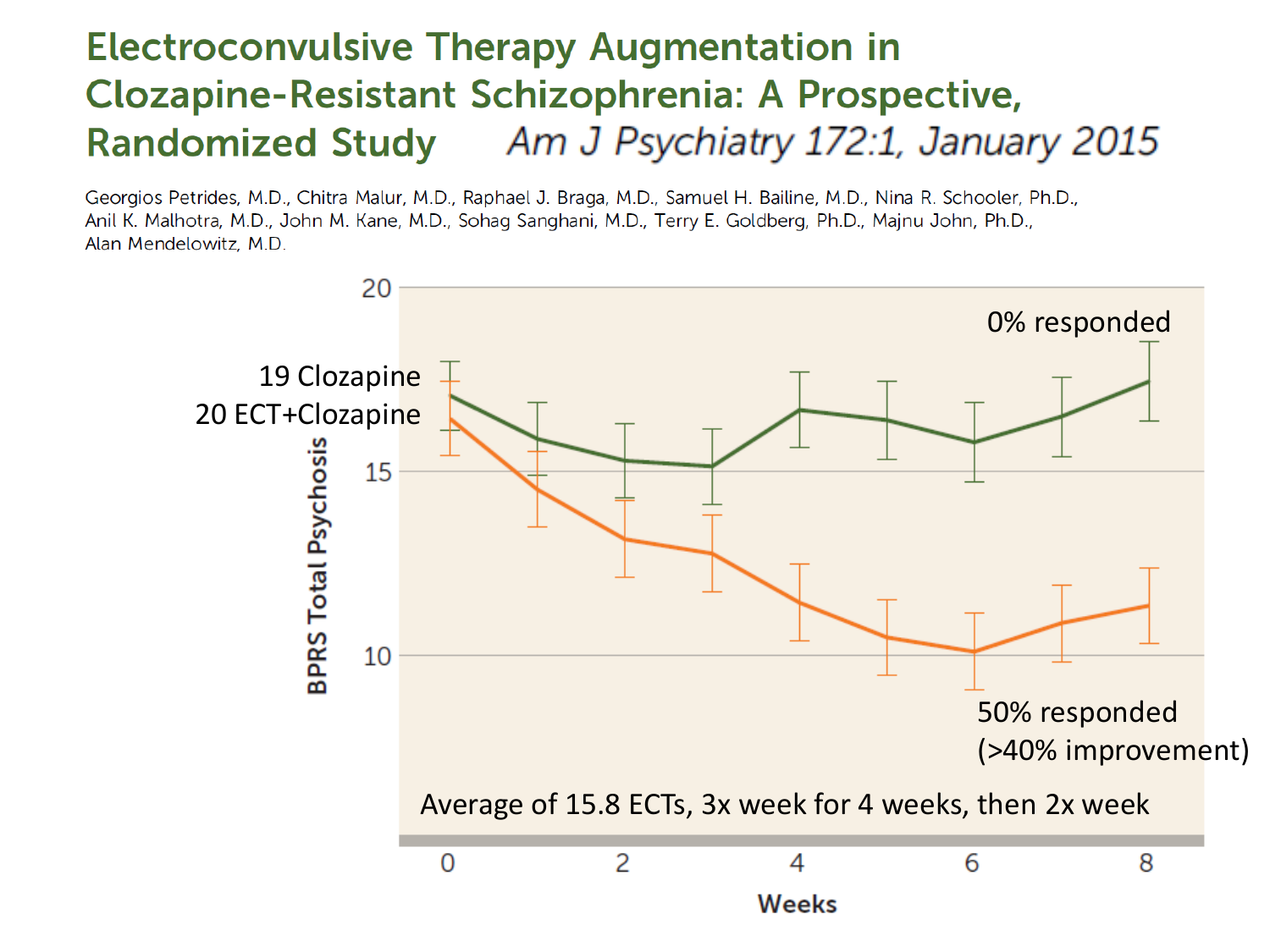# Electroconvulsive Therapy Augmentation in Clozapine-Resistant Schizophrenia: A Prospective, Randomized Study

*Am J Psychiatry 172:1, January 2015*

Georgios Petrides, M.D., Chitra Malur, M.D., Raphael J. Braga, M.D., Samuel H. Bailine, M.D., Nina R. Schooler, Ph.D., Anil K. Malhotra, M.D., John M. Kane, M.D., Sohag Sanghani, M.D., Terry E. Goldberg, Ph.D., Majnu John, Ph.D., Alan Mendelowitz, M.D.

19 Clozapine

20 ECT+Clozapine

0% responded

50% responded (>40% improvement)

Average of 15.8 ECTs, 3x week for 4 weeks, then 2x week

BPRS Total Psychosis

Weeks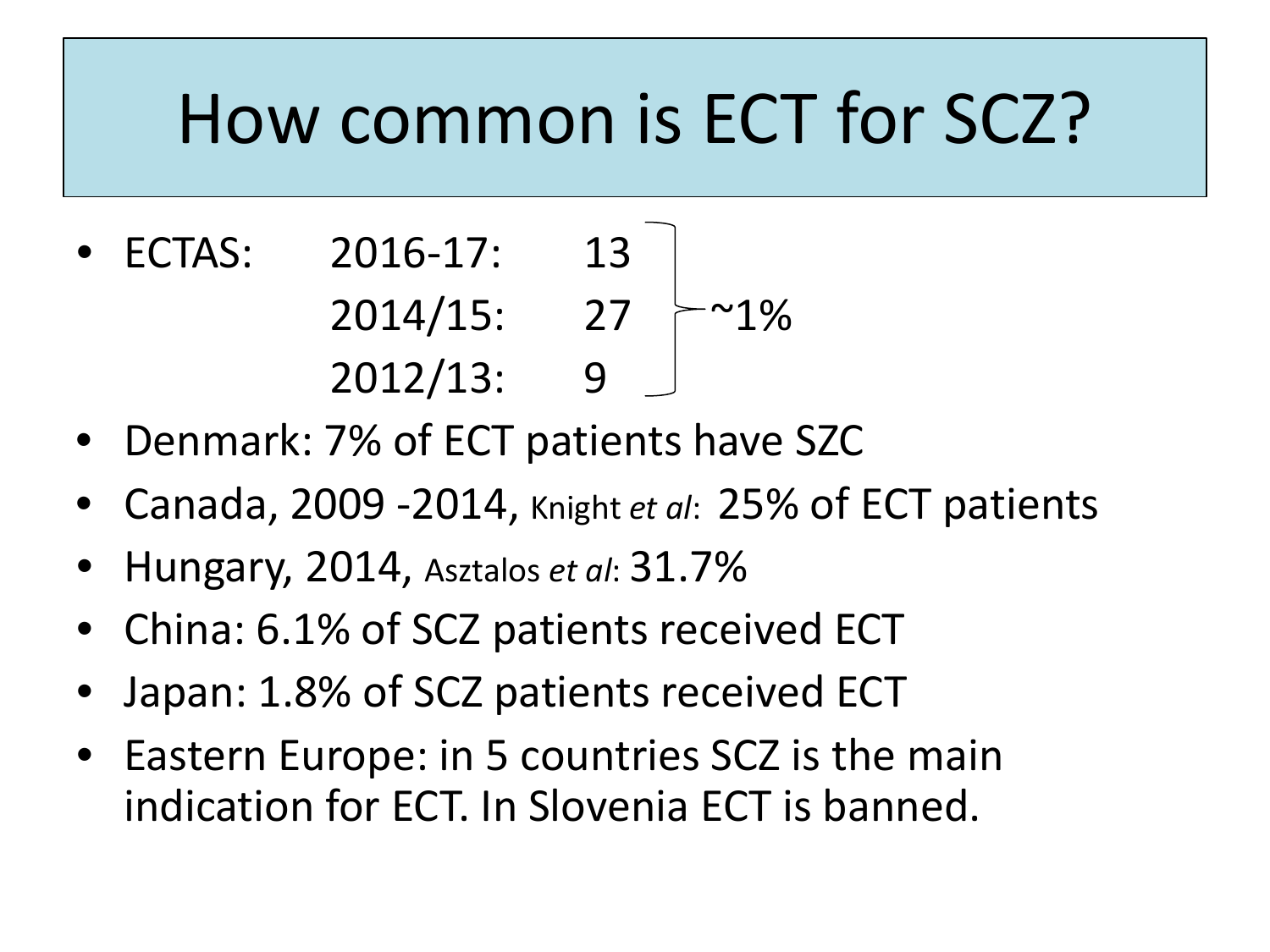# How common is ECT for SCZ?

- ECTAS:
  - 2016-17: 13
  - 2014/15: 27
  - 2012/13: 9
  
  ~1%
- Denmark: 7% of ECT patients have SZC
- Canada, 2009 -2014, Knight *et al*: 25% of ECT patients
- Hungary, 2014, Asztalos *et al*: 31.7%
- China: 6.1% of SCZ patients received ECT
- Japan: 1.8% of SCZ patients received ECT
- Eastern Europe: in 5 countries SCZ is the main indication for ECT. In Slovenia ECT is banned.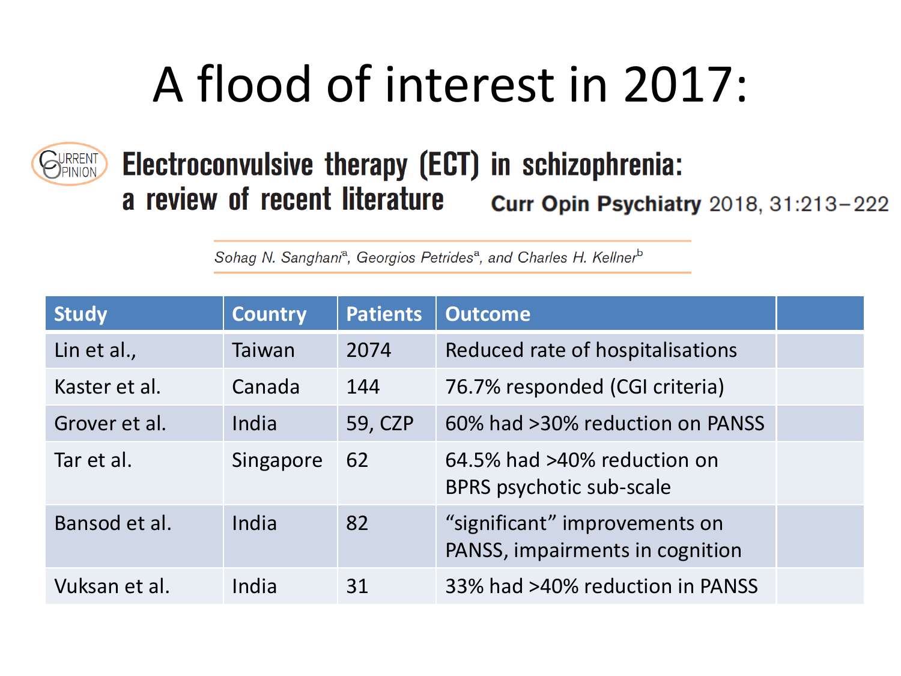# A flood of interest in 2017:

**Electroconvulsive therapy (ECT) in schizophrenia: a review of recent literature** **Curr Opin Psychiatry** 2018, 31:213–222

*Sohag N. Sanghani[a], Georgios Petrides[a], and Charles H. Kellner[b]*

| Study | Country | Patients | Outcome | |
|---|---|---|---|---|
| Lin et al., | Taiwan | 2074 | Reduced rate of hospitalisations | |
| Kaster et al. | Canada | 144 | 76.7% responded (CGI criteria) | |
| Grover et al. | India | 59, CZP | 60% had >30% reduction on PANSS | |
| Tar et al. | Singapore | 62 | 64.5% had >40% reduction on BPRS psychotic sub-scale | |
| Bansod et al. | India | 82 | "significant" improvements on PANSS, impairments in cognition | |
| Vuksan et al. | India | 31 | 33% had >40% reduction in PANSS | |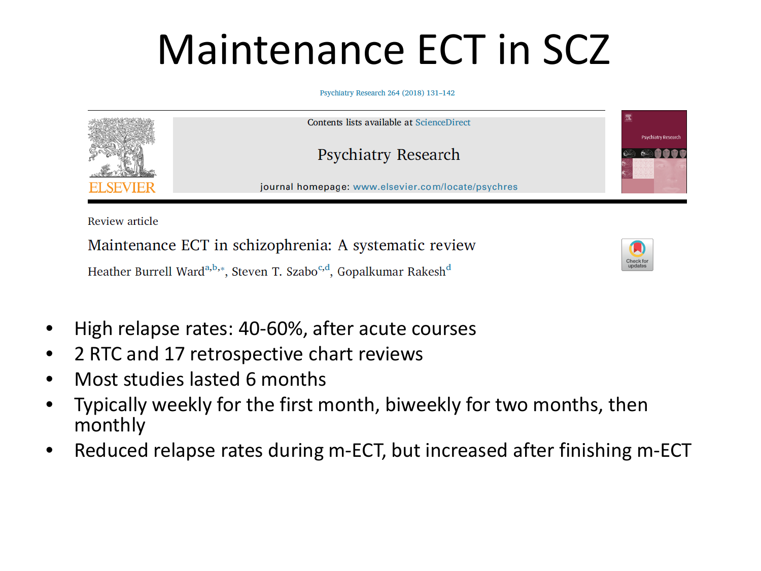# Maintenance ECT in SCZ

Psychiatry Research 264 (2018) 131–142

Contents lists available at ScienceDirect

Psychiatry Research

journal homepage: www.elsevier.com/locate/psychres

Review article

Maintenance ECT in schizophrenia: A systematic review

Heather Burrell Ward[a,b,*], Steven T. Szabo[c,d], Gopalkumar Rakesh[d]

- High relapse rates: 40-60%, after acute courses
- 2 RTC and 17 retrospective chart reviews
- Most studies lasted 6 months
- Typically weekly for the first month, biweekly for two months, then monthly
- Reduced relapse rates during m-ECT, but increased after finishing m-ECT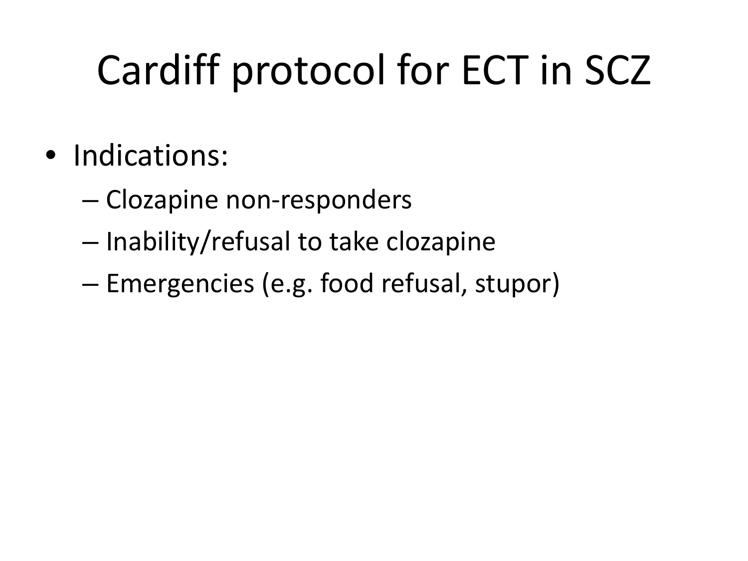# Cardiff protocol for ECT in SCZ

- Indications:
  - Clozapine non-responders
  - Inability/refusal to take clozapine
  - Emergencies (e.g. food refusal, stupor)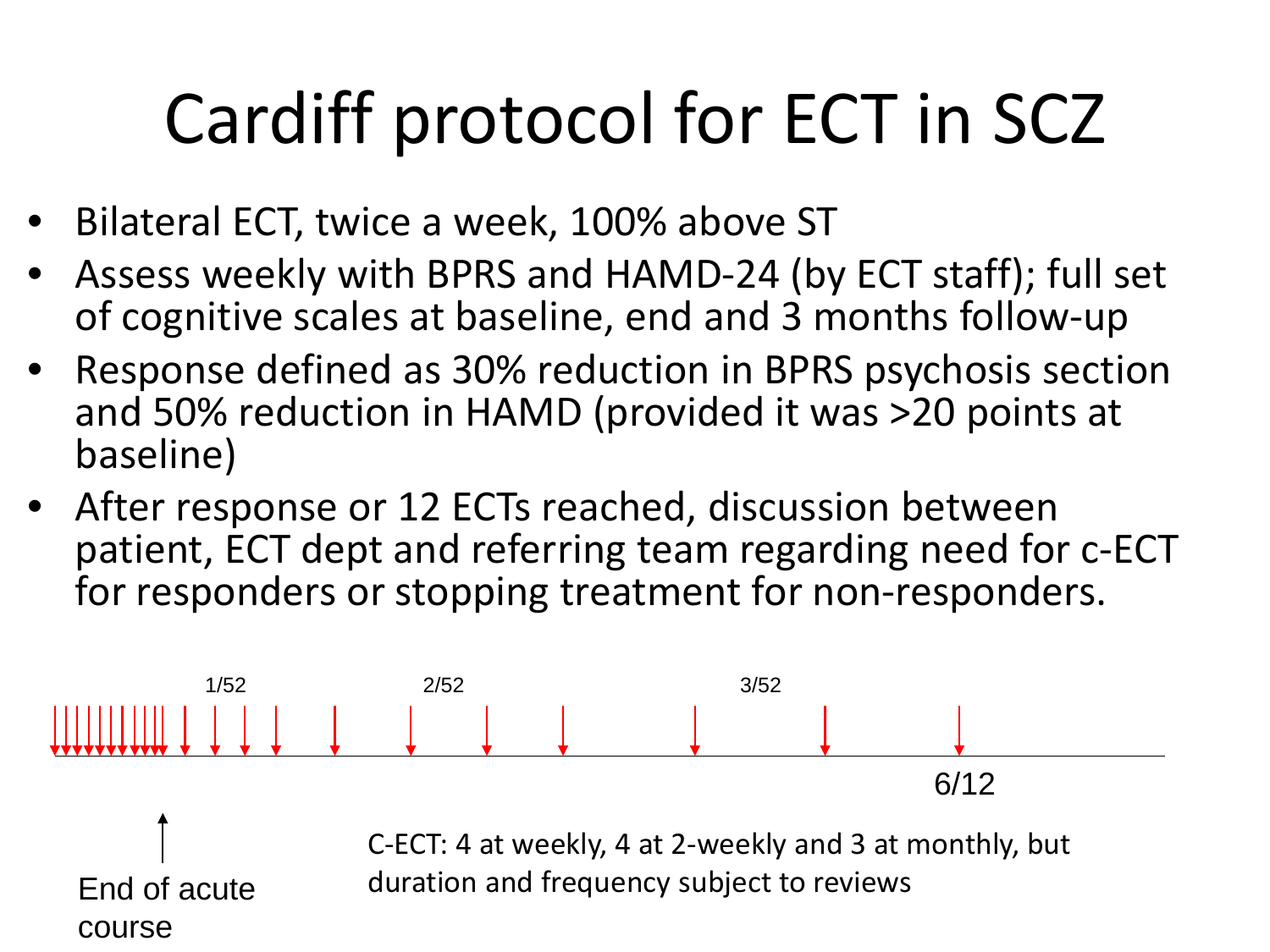# Cardiff protocol for ECT in SCZ

- Bilateral ECT, twice a week, 100% above ST
- Assess weekly with BPRS and HAMD-24 (by ECT staff); full set of cognitive scales at baseline, end and 3 months follow-up
- Response defined as 30% reduction in BPRS psychosis section and 50% reduction in HAMD (provided it was >20 points at baseline)
- After response or 12 ECTs reached, discussion between patient, ECT dept and referring team regarding need for c-ECT for responders or stopping treatment for non-responders.

1/52

2/52

3/52

6/12

End of acute course

C-ECT: 4 at weekly, 4 at 2-weekly and 3 at monthly, but duration and frequency subject to reviews